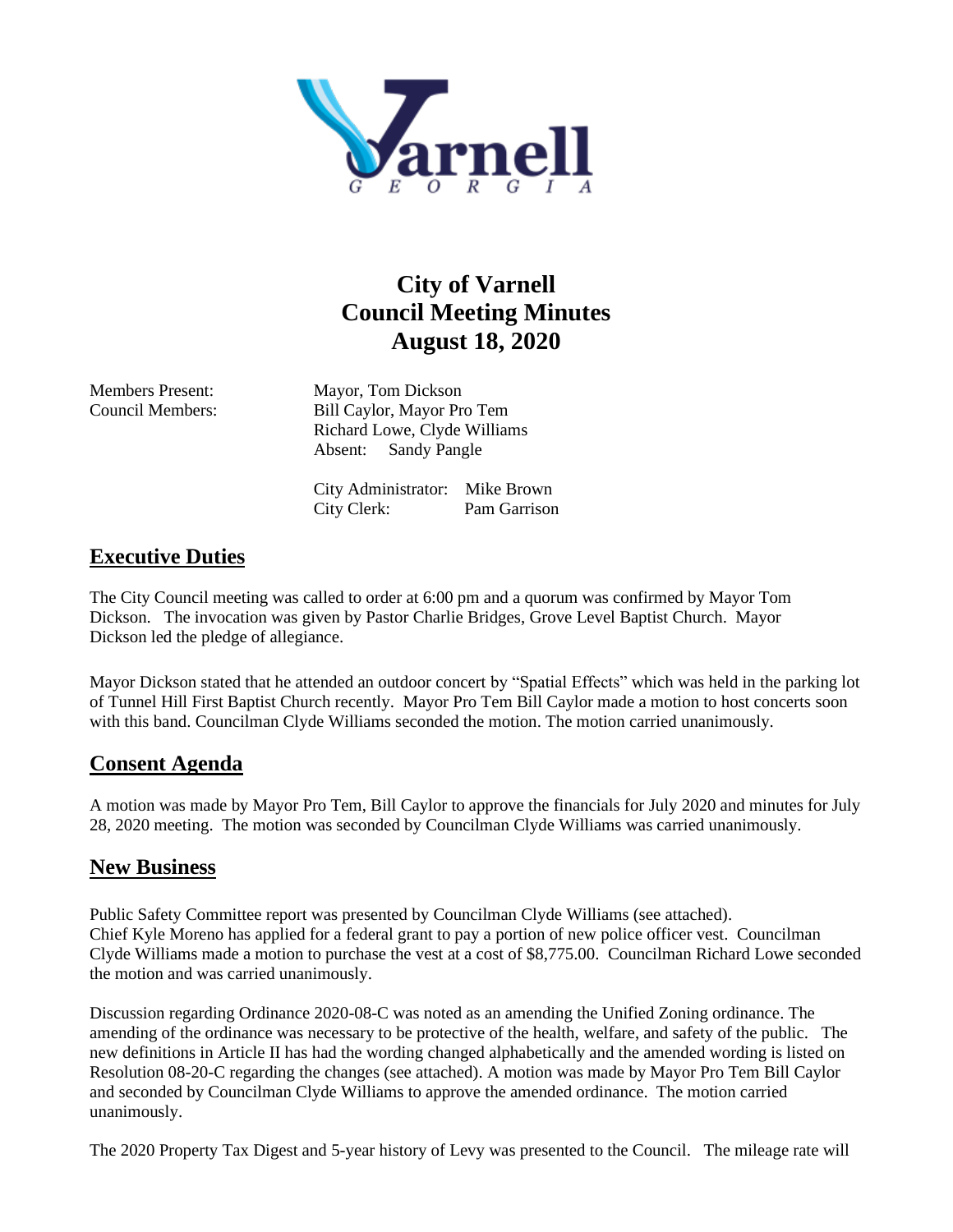# City of Varnell
# Council Meeting Minutes
# August 18, 2020

Members Present: Mayor, Tom Dickson
Council Members: Bill Caylor, Mayor Pro Tem
Richard Lowe, Clyde Williams
Absent: Sandy Pangle

City Administrator: Mike Brown
City Clerk: Pam Garrison

## Executive Duties

The City Council meeting was called to order at 6:00 pm and a quorum was confirmed by Mayor Tom Dickson. The invocation was given by Pastor Charlie Bridges, Grove Level Baptist Church. Mayor Dickson led the pledge of allegiance.

Mayor Dickson stated that he attended an outdoor concert by "Spatial Effects" which was held in the parking lot of Tunnel Hill First Baptist Church recently. Mayor Pro Tem Bill Caylor made a motion to host concerts soon with this band. Councilman Clyde Williams seconded the motion. The motion carried unanimously.

## Consent Agenda

A motion was made by Mayor Pro Tem, Bill Caylor to approve the financials for July 2020 and minutes for July 28, 2020 meeting. The motion was seconded by Councilman Clyde Williams was carried unanimously.

## New Business

Public Safety Committee report was presented by Councilman Clyde Williams (see attached).
Chief Kyle Moreno has applied for a federal grant to pay a portion of new police officer vest. Councilman Clyde Williams made a motion to purchase the vest at a cost of $8,775.00. Councilman Richard Lowe seconded the motion and was carried unanimously.

Discussion regarding Ordinance 2020-08-C was noted as an amending the Unified Zoning ordinance. The amending of the ordinance was necessary to be protective of the health, welfare, and safety of the public. The new definitions in Article II has had the wording changed alphabetically and the amended wording is listed on Resolution 08-20-C regarding the changes (see attached). A motion was made by Mayor Pro Tem Bill Caylor and seconded by Councilman Clyde Williams to approve the amended ordinance. The motion carried unanimously.

The 2020 Property Tax Digest and 5-year history of Levy was presented to the Council. The mileage rate will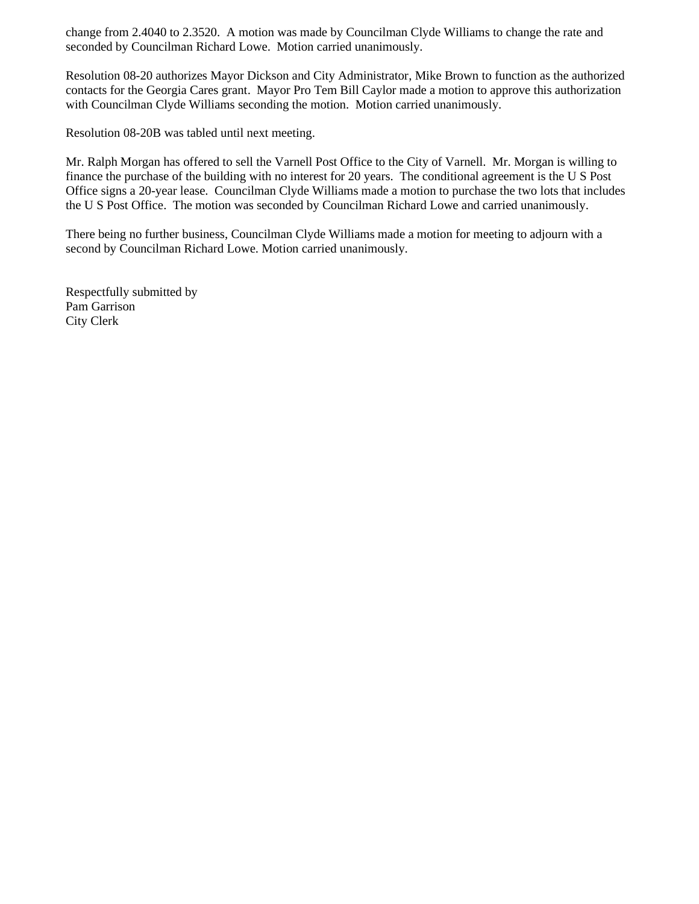change from 2.4040 to 2.3520. A motion was made by Councilman Clyde Williams to change the rate and seconded by Councilman Richard Lowe. Motion carried unanimously.

Resolution 08-20 authorizes Mayor Dickson and City Administrator, Mike Brown to function as the authorized contacts for the Georgia Cares grant. Mayor Pro Tem Bill Caylor made a motion to approve this authorization with Councilman Clyde Williams seconding the motion. Motion carried unanimously.

Resolution 08-20B was tabled until next meeting.

Mr. Ralph Morgan has offered to sell the Varnell Post Office to the City of Varnell. Mr. Morgan is willing to finance the purchase of the building with no interest for 20 years. The conditional agreement is the U S Post Office signs a 20-year lease. Councilman Clyde Williams made a motion to purchase the two lots that includes the U S Post Office. The motion was seconded by Councilman Richard Lowe and carried unanimously.

There being no further business, Councilman Clyde Williams made a motion for meeting to adjourn with a second by Councilman Richard Lowe. Motion carried unanimously.

Respectfully submitted by
Pam Garrison
City Clerk